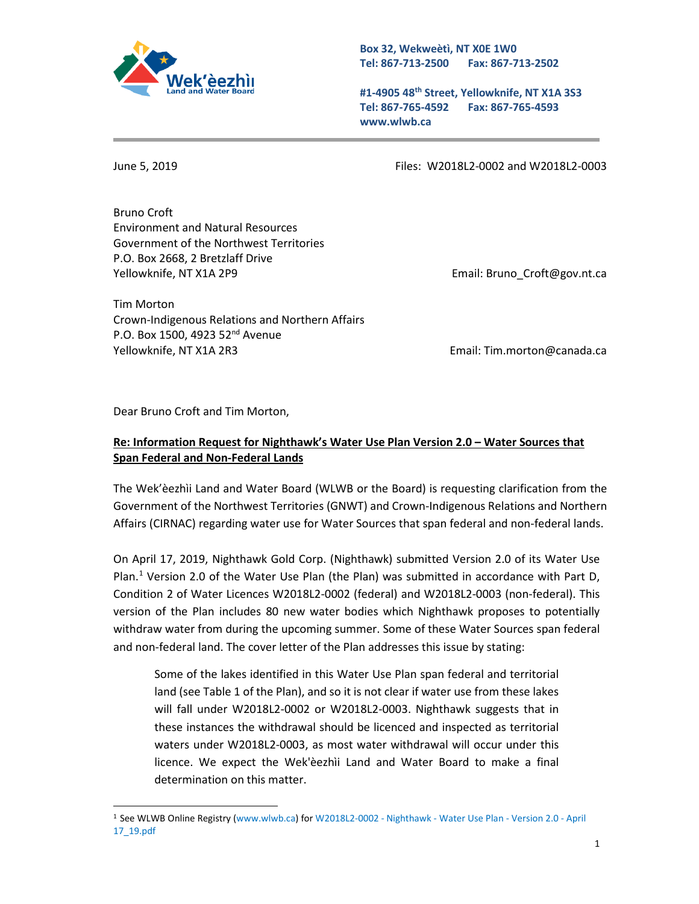Wek'èezhìı Land and Water Board

**Box 32, Wekweètì, NT X0E 1W0**
**Tel: 867-713-2500 Fax: 867-713-2502**

**#1-4905 48th Street, Yellowknife, NT X1A 3S3**
**Tel: 867-765-4592 Fax: 867-765-4593**
**www.wlwb.ca**

June 5, 2019

Files: W2018L2-0002 and W2018L2-0003

Bruno Croft
Environment and Natural Resources
Government of the Northwest Territories
P.O. Box 2668, 2 Bretzlaff Drive
Yellowknife, NT X1A 2P9

Email: Bruno_Croft@gov.nt.ca

Tim Morton
Crown-Indigenous Relations and Northern Affairs
P.O. Box 1500, 4923 52nd Avenue
Yellowknife, NT X1A 2R3

Email: Tim.morton@canada.ca

Dear Bruno Croft and Tim Morton,

**Re: Information Request for Nighthawk's Water Use Plan Version 2.0 – Water Sources that Span Federal and Non-Federal Lands**

The Wek'èezhìi Land and Water Board (WLWB or the Board) is requesting clarification from the Government of the Northwest Territories (GNWT) and Crown-Indigenous Relations and Northern Affairs (CIRNAC) regarding water use for Water Sources that span federal and non-federal lands.

On April 17, 2019, Nighthawk Gold Corp. (Nighthawk) submitted Version 2.0 of its Water Use Plan.[1] Version 2.0 of the Water Use Plan (the Plan) was submitted in accordance with Part D, Condition 2 of Water Licences W2018L2-0002 (federal) and W2018L2-0003 (non-federal). This version of the Plan includes 80 new water bodies which Nighthawk proposes to potentially withdraw water from during the upcoming summer. Some of these Water Sources span federal and non-federal land. The cover letter of the Plan addresses this issue by stating:

> Some of the lakes identified in this Water Use Plan span federal and territorial land (see Table 1 of the Plan), and so it is not clear if water use from these lakes will fall under W2018L2-0002 or W2018L2-0003. Nighthawk suggests that in these instances the withdrawal should be licenced and inspected as territorial waters under W2018L2-0003, as most water withdrawal will occur under this licence. We expect the Wek'èezhìi Land and Water Board to make a final determination on this matter.

[1] See WLWB Online Registry (www.wlwb.ca) for W2018L2-0002 - Nighthawk - Water Use Plan - Version 2.0 - April 17_19.pdf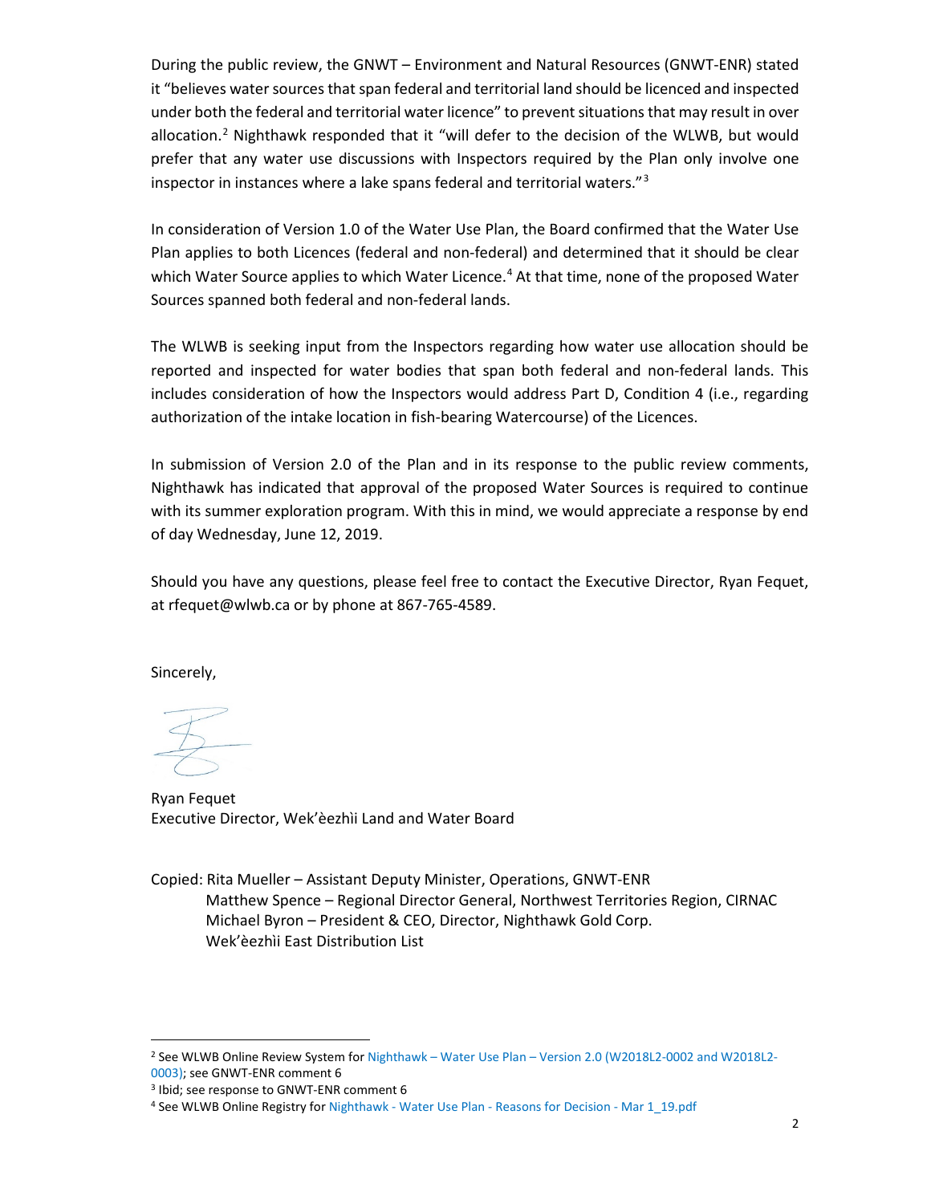During the public review, the GNWT – Environment and Natural Resources (GNWT-ENR) stated it "believes water sources that span federal and territorial land should be licenced and inspected under both the federal and territorial water licence" to prevent situations that may result in over allocation.[2] Nighthawk responded that it "will defer to the decision of the WLWB, but would prefer that any water use discussions with Inspectors required by the Plan only involve one inspector in instances where a lake spans federal and territorial waters."[3]

In consideration of Version 1.0 of the Water Use Plan, the Board confirmed that the Water Use Plan applies to both Licences (federal and non-federal) and determined that it should be clear which Water Source applies to which Water Licence.[4] At that time, none of the proposed Water Sources spanned both federal and non-federal lands.

The WLWB is seeking input from the Inspectors regarding how water use allocation should be reported and inspected for water bodies that span both federal and non-federal lands. This includes consideration of how the Inspectors would address Part D, Condition 4 (i.e., regarding authorization of the intake location in fish-bearing Watercourse) of the Licences.

In submission of Version 2.0 of the Plan and in its response to the public review comments, Nighthawk has indicated that approval of the proposed Water Sources is required to continue with its summer exploration program. With this in mind, we would appreciate a response by end of day Wednesday, June 12, 2019.

Should you have any questions, please feel free to contact the Executive Director, Ryan Fequet, at rfequet@wlwb.ca or by phone at 867-765-4589.

Sincerely,

Ryan Fequet
Executive Director, Wek'èezhìi Land and Water Board

Copied: Rita Mueller – Assistant Deputy Minister, Operations, GNWT-ENR
Matthew Spence – Regional Director General, Northwest Territories Region, CIRNAC
Michael Byron – President & CEO, Director, Nighthawk Gold Corp.
Wek'èezhìi East Distribution List

---

[2] See WLWB Online Review System for Nighthawk – Water Use Plan – Version 2.0 (W2018L2-0002 and W2018L2-0003); see GNWT-ENR comment 6

[3] Ibid; see response to GNWT-ENR comment 6

[4] See WLWB Online Registry for Nighthawk - Water Use Plan - Reasons for Decision - Mar 1_19.pdf